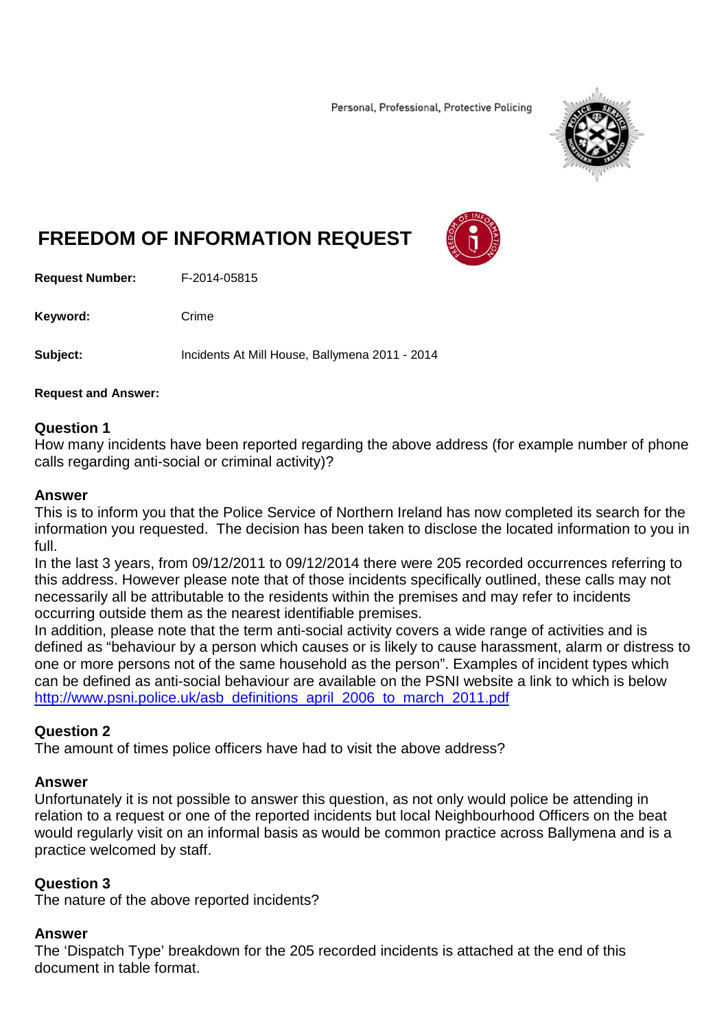Personal, Professional, Protective Policing

# FREEDOM OF INFORMATION REQUEST

**Request Number:** F-2014-05815

**Keyword:** Crime

**Subject:** Incidents At Mill House, Ballymena 2011 - 2014

**Request and Answer:**

### Question 1

How many incidents have been reported regarding the above address (for example number of phone calls regarding anti-social or criminal activity)?

### Answer

This is to inform you that the Police Service of Northern Ireland has now completed its search for the information you requested. The decision has been taken to disclose the located information to you in full.

In the last 3 years, from 09/12/2011 to 09/12/2014 there were 205 recorded occurrences referring to this address. However please note that of those incidents specifically outlined, these calls may not necessarily all be attributable to the residents within the premises and may refer to incidents occurring outside them as the nearest identifiable premises.

In addition, please note that the term anti-social activity covers a wide range of activities and is defined as "behaviour by a person which causes or is likely to cause harassment, alarm or distress to one or more persons not of the same household as the person". Examples of incident types which can be defined as anti-social behaviour are available on the PSNI website a link to which is below http://www.psni.police.uk/asb_definitions_april_2006_to_march_2011.pdf

### Question 2

The amount of times police officers have had to visit the above address?

### Answer

Unfortunately it is not possible to answer this question, as not only would police be attending in relation to a request or one of the reported incidents but local Neighbourhood Officers on the beat would regularly visit on an informal basis as would be common practice across Ballymena and is a practice welcomed by staff.

### Question 3

The nature of the above reported incidents?

### Answer

The 'Dispatch Type' breakdown for the 205 recorded incidents is attached at the end of this document in table format.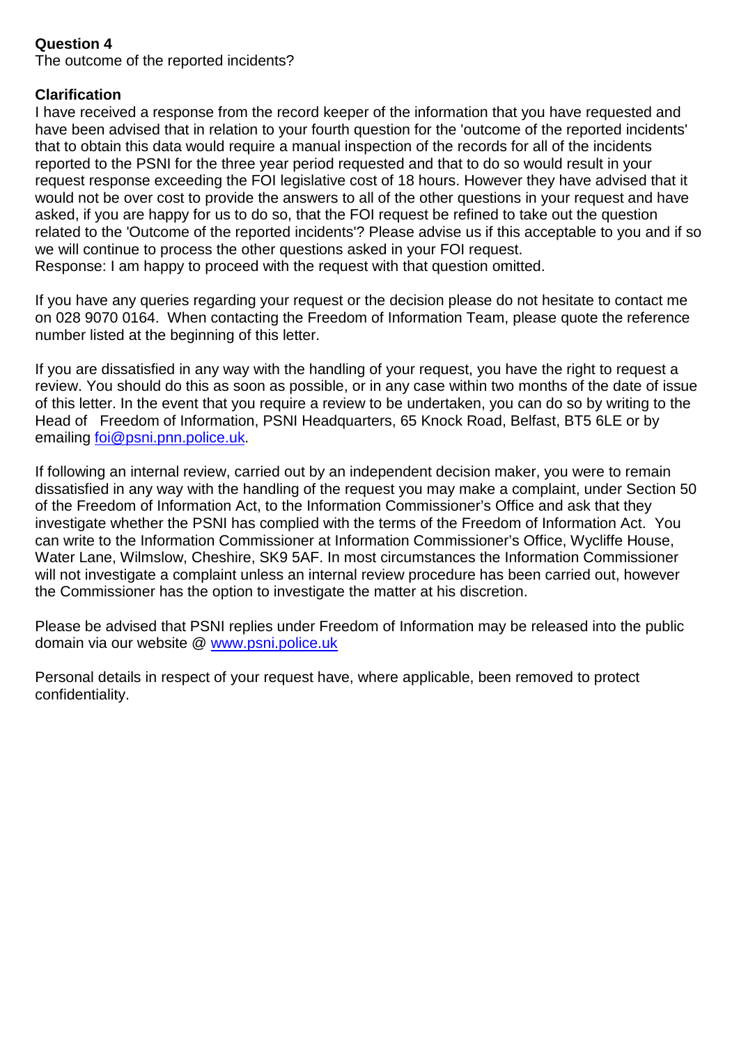**Question 4**
The outcome of the reported incidents?

**Clarification**
I have received a response from the record keeper of the information that you have requested and have been advised that in relation to your fourth question for the 'outcome of the reported incidents' that to obtain this data would require a manual inspection of the records for all of the incidents reported to the PSNI for the three year period requested and that to do so would result in your request response exceeding the FOI legislative cost of 18 hours. However they have advised that it would not be over cost to provide the answers to all of the other questions in your request and have asked, if you are happy for us to do so, that the FOI request be refined to take out the question related to the 'Outcome of the reported incidents'? Please advise us if this acceptable to you and if so we will continue to process the other questions asked in your FOI request.
Response: I am happy to proceed with the request with that question omitted.

If you have any queries regarding your request or the decision please do not hesitate to contact me on 028 9070 0164. When contacting the Freedom of Information Team, please quote the reference number listed at the beginning of this letter.

If you are dissatisfied in any way with the handling of your request, you have the right to request a review. You should do this as soon as possible, or in any case within two months of the date of issue of this letter. In the event that you require a review to be undertaken, you can do so by writing to the Head of Freedom of Information, PSNI Headquarters, 65 Knock Road, Belfast, BT5 6LE or by emailing foi@psni.pnn.police.uk.

If following an internal review, carried out by an independent decision maker, you were to remain dissatisfied in any way with the handling of the request you may make a complaint, under Section 50 of the Freedom of Information Act, to the Information Commissioner's Office and ask that they investigate whether the PSNI has complied with the terms of the Freedom of Information Act. You can write to the Information Commissioner at Information Commissioner's Office, Wycliffe House, Water Lane, Wilmslow, Cheshire, SK9 5AF. In most circumstances the Information Commissioner will not investigate a complaint unless an internal review procedure has been carried out, however the Commissioner has the option to investigate the matter at his discretion.

Please be advised that PSNI replies under Freedom of Information may be released into the public domain via our website @ www.psni.police.uk

Personal details in respect of your request have, where applicable, been removed to protect confidentiality.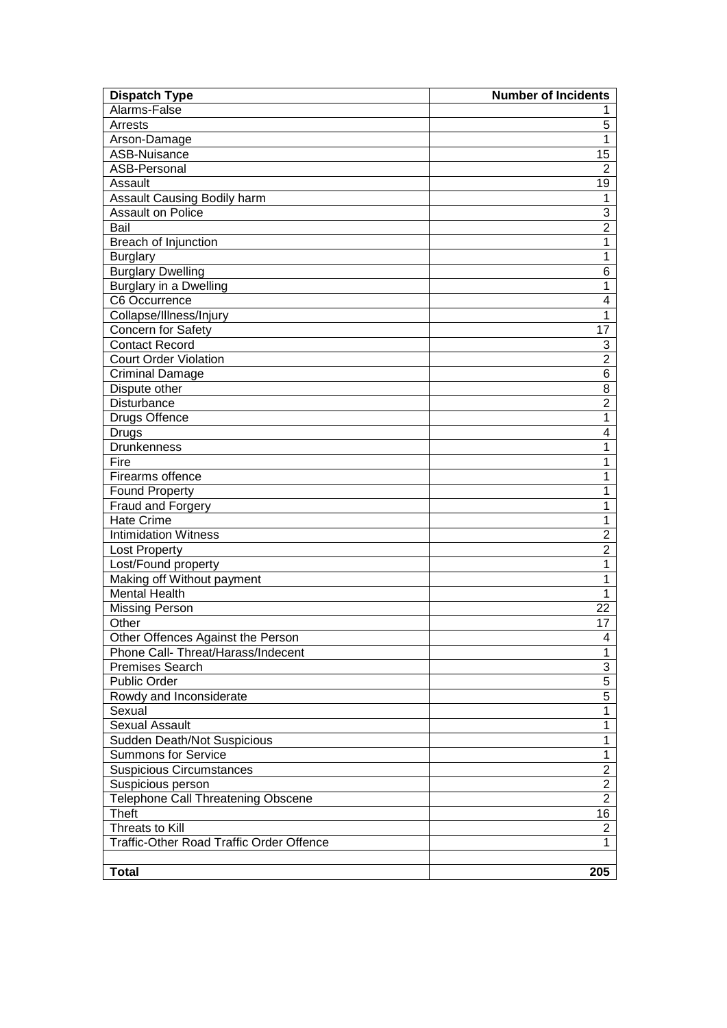| **Dispatch Type** | **Number of Incidents** |
| --- | --- |
| Alarms-False | 1 |
| Arrests | 5 |
| Arson-Damage | 1 |
| ASB-Nuisance | 15 |
| ASB-Personal | 2 |
| Assault | 19 |
| Assault Causing Bodily harm | 1 |
| Assault on Police | 3 |
| Bail | 2 |
| Breach of Injunction | 1 |
| Burglary | 1 |
| Burglary Dwelling | 6 |
| Burglary in a Dwelling | 1 |
| C6 Occurrence | 4 |
| Collapse/Illness/Injury | 1 |
| Concern for Safety | 17 |
| Contact Record | 3 |
| Court Order Violation | 2 |
| Criminal Damage | 6 |
| Dispute other | 8 |
| Disturbance | 2 |
| Drugs Offence | 1 |
| Drugs | 4 |
| Drunkenness | 1 |
| Fire | 1 |
| Firearms offence | 1 |
| Found Property | 1 |
| Fraud and Forgery | 1 |
| Hate Crime | 1 |
| Intimidation Witness | 2 |
| Lost Property | 2 |
| Lost/Found property | 1 |
| Making off Without payment | 1 |
| Mental Health | 1 |
| Missing Person | 22 |
| Other | 17 |
| Other Offences Against the Person | 4 |
| Phone Call- Threat/Harass/Indecent | 1 |
| Premises Search | 3 |
| Public Order | 5 |
| Rowdy and Inconsiderate | 5 |
| Sexual | 1 |
| Sexual Assault | 1 |
| Sudden Death/Not Suspicious | 1 |
| Summons for Service | 1 |
| Suspicious Circumstances | 2 |
| Suspicious person | 2 |
| Telephone Call Threatening Obscene | 2 |
| Theft | 16 |
| Threats to Kill | 2 |
| Traffic-Other Road Traffic Order Offence | 1 |
| | |
| **Total** | **205** |